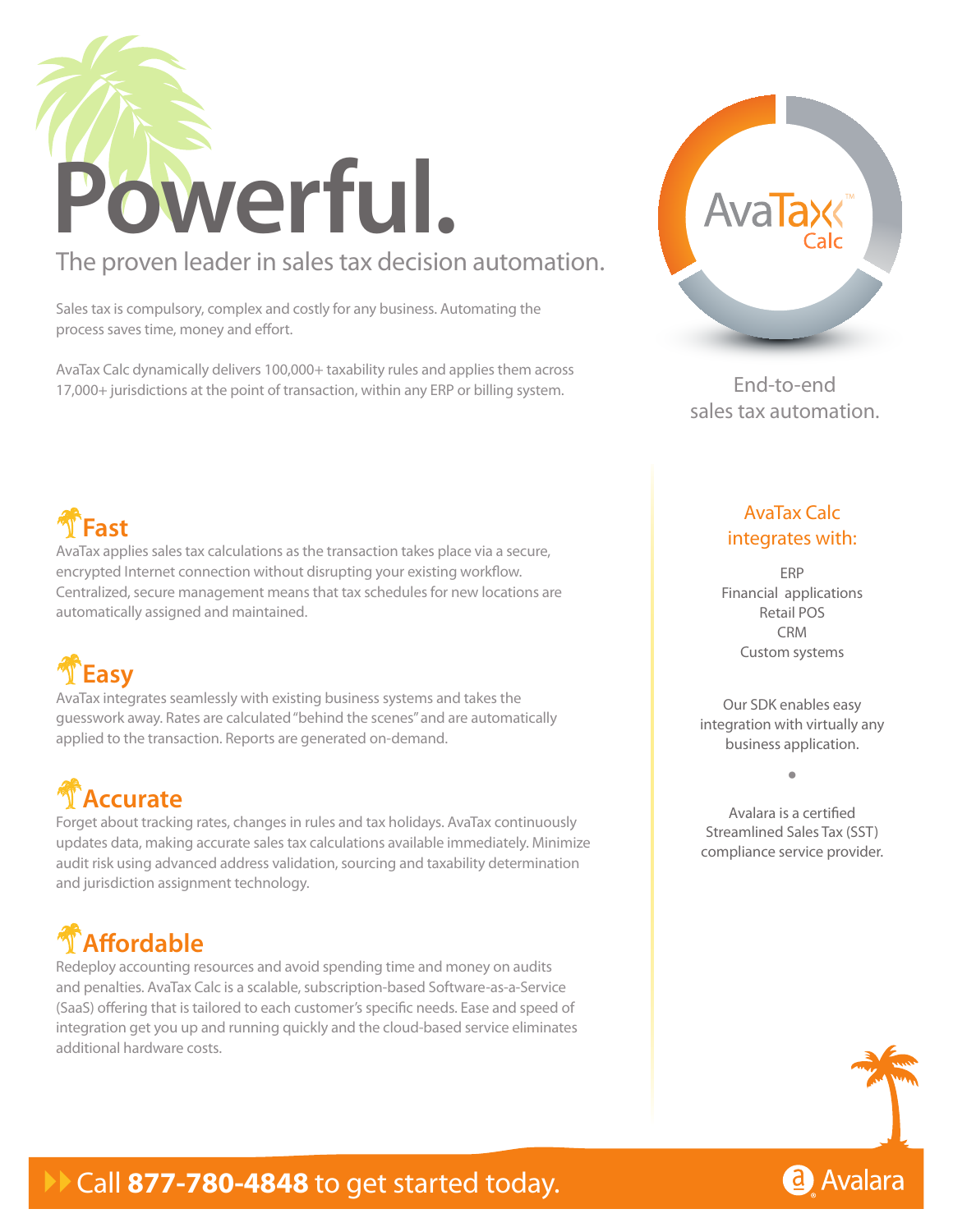# Powerful.

## The proven leader in sales tax decision automation.

Sales tax is compulsory, complex and costly for any business. Automating the process saves time, money and effort.

AvaTax Calc dynamically delivers 100,000+ taxability rules and applies them across 17,000+ jurisdictions at the point of transaction, within any ERP or billing system.

AvaTax™ Calc

End-to-end sales tax automation.

### Fast

AvaTax applies sales tax calculations as the transaction takes place via a secure, encrypted Internet connection without disrupting your existing workflow. Centralized, secure management means that tax schedules for new locations are automatically assigned and maintained.

### Easy

AvaTax integrates seamlessly with existing business systems and takes the guesswork away. Rates are calculated "behind the scenes" and are automatically applied to the transaction. Reports are generated on-demand.

### Accurate

Forget about tracking rates, changes in rules and tax holidays. AvaTax continuously updates data, making accurate sales tax calculations available immediately. Minimize audit risk using advanced address validation, sourcing and taxability determination and jurisdiction assignment technology.

### Affordable

Redeploy accounting resources and avoid spending time and money on audits and penalties. AvaTax Calc is a scalable, subscription-based Software-as-a-Service (SaaS) offering that is tailored to each customer's specific needs. Ease and speed of integration get you up and running quickly and the cloud-based service eliminates additional hardware costs.

### AvaTax Calc integrates with:

ERP
Financial applications
Retail POS
CRM
Custom systems

Our SDK enables easy integration with virtually any business application.

•

Avalara is a certified Streamlined Sales Tax (SST) compliance service provider.

Call **877-780-4848** to get started today.

Avalara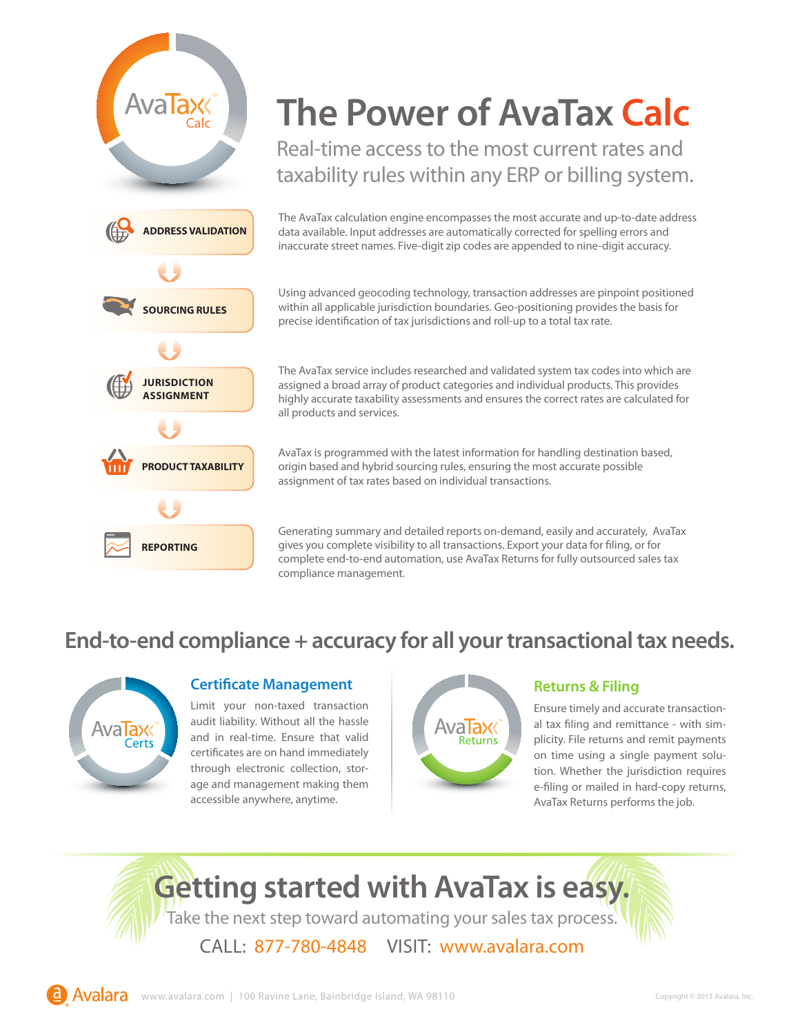AvaTax™ Calc

# The Power of AvaTax Calc

Real-time access to the most current rates and taxability rules within any ERP or billing system.

**ADDRESS VALIDATION**

The AvaTax calculation engine encompasses the most accurate and up-to-date address data available. Input addresses are automatically corrected for spelling errors and inaccurate street names. Five-digit zip codes are appended to nine-digit accuracy.

**SOURCING RULES**

Using advanced geocoding technology, transaction addresses are pinpoint positioned within all applicable jurisdiction boundaries. Geo-positioning provides the basis for precise identification of tax jurisdictions and roll-up to a total tax rate.

**JURISDICTION ASSIGNMENT**

The AvaTax service includes researched and validated system tax codes into which are assigned a broad array of product categories and individual products. This provides highly accurate taxability assessments and ensures the correct rates are calculated for all products and services.

**PRODUCT TAXABILITY**

AvaTax is programmed with the latest information for handling destination based, origin based and hybrid sourcing rules, ensuring the most accurate possible assignment of tax rates based on individual transactions.

**REPORTING**

Generating summary and detailed reports on-demand, easily and accurately, AvaTax gives you complete visibility to all transactions. Export your data for filing, or for complete end-to-end automation, use AvaTax Returns for fully outsourced sales tax compliance management.

## End-to-end compliance + accuracy for all your transactional tax needs.

AvaTax™ Certs

### Certificate Management

Limit your non-taxed transaction audit liability. Without all the hassle and in real-time. Ensure that valid certificates are on hand immediately through electronic collection, storage and management making them accessible anywhere, anytime.

AvaTax™ Returns

### Returns & Filing

Ensure timely and accurate transactional tax filing and remittance - with simplicity. File returns and remit payments on time using a single payment solution. Whether the jurisdiction requires e-filing or mailed in hard-copy returns, AvaTax Returns performs the job.

## Getting started with AvaTax is easy.

Take the next step toward automating your sales tax process.

CALL: 877-780-4848 VISIT: www.avalara.com

Avalara www.avalara.com | 100 Ravine Lane, Bainbridge Island, WA 98110

Copyright © 2013 Avalara, Inc.